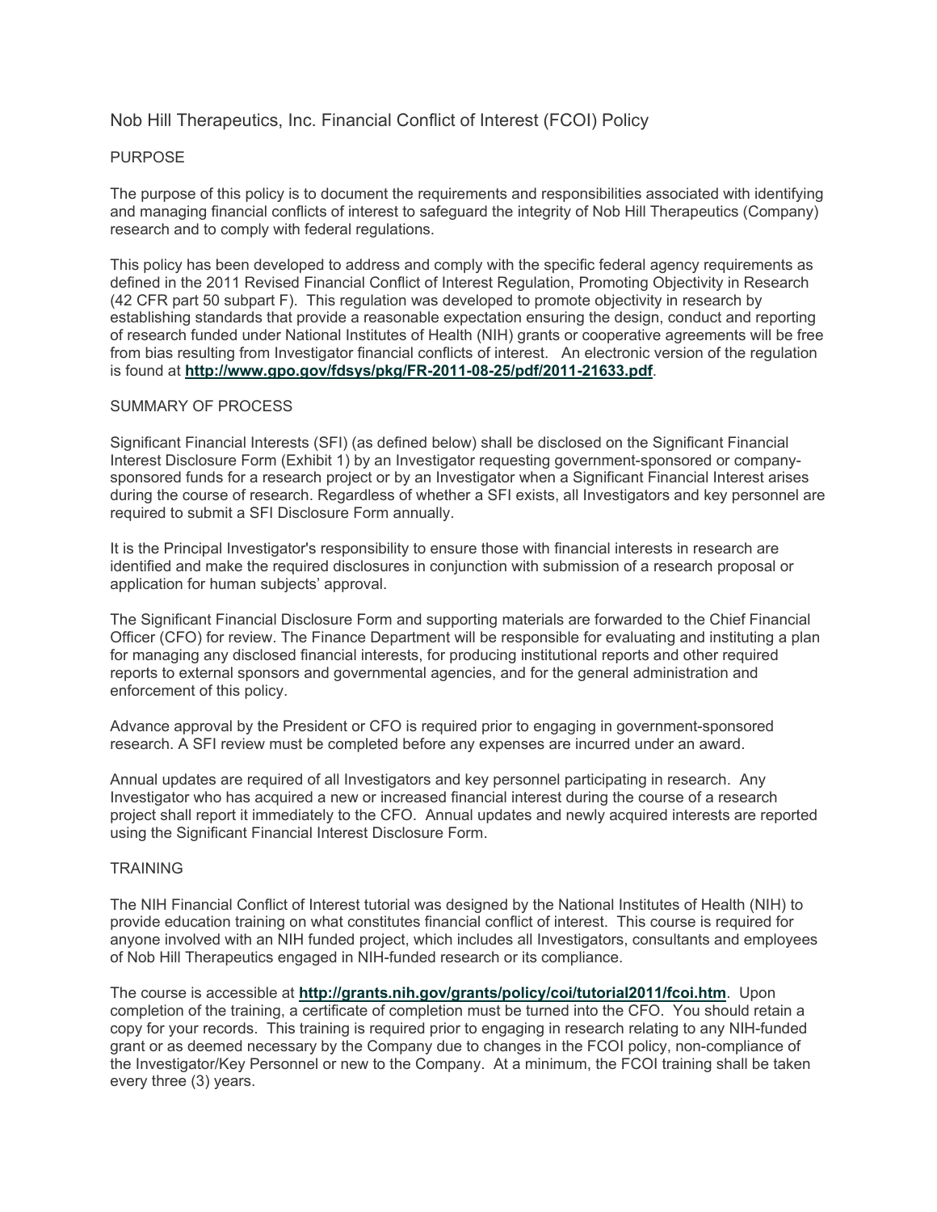# Nob Hill Therapeutics, Inc. Financial Conflict of Interest (FCOI) Policy

## PURPOSE

The purpose of this policy is to document the requirements and responsibilities associated with identifying and managing financial conflicts of interest to safeguard the integrity of Nob Hill Therapeutics (Company) research and to comply with federal regulations.

This policy has been developed to address and comply with the specific federal agency requirements as defined in the 2011 Revised Financial Conflict of Interest Regulation, Promoting Objectivity in Research (42 CFR part 50 subpart F). This regulation was developed to promote objectivity in research by establishing standards that provide a reasonable expectation ensuring the design, conduct and reporting of research funded under National Institutes of Health (NIH) grants or cooperative agreements will be free from bias resulting from Investigator financial conflicts of interest. An electronic version of the regulation is found at **http://www.gpo.gov/fdsys/pkg/FR-2011-08-25/pdf/2011-21633.pdf**.

## SUMMARY OF PROCESS

Significant Financial Interests (SFI) (as defined below) shall be disclosed on the Significant Financial Interest Disclosure Form (Exhibit 1) by an Investigator requesting government-sponsored or company-sponsored funds for a research project or by an Investigator when a Significant Financial Interest arises during the course of research. Regardless of whether a SFI exists, all Investigators and key personnel are required to submit a SFI Disclosure Form annually.

It is the Principal Investigator's responsibility to ensure those with financial interests in research are identified and make the required disclosures in conjunction with submission of a research proposal or application for human subjects' approval.

The Significant Financial Disclosure Form and supporting materials are forwarded to the Chief Financial Officer (CFO) for review. The Finance Department will be responsible for evaluating and instituting a plan for managing any disclosed financial interests, for producing institutional reports and other required reports to external sponsors and governmental agencies, and for the general administration and enforcement of this policy.

Advance approval by the President or CFO is required prior to engaging in government-sponsored research. A SFI review must be completed before any expenses are incurred under an award.

Annual updates are required of all Investigators and key personnel participating in research. Any Investigator who has acquired a new or increased financial interest during the course of a research project shall report it immediately to the CFO. Annual updates and newly acquired interests are reported using the Significant Financial Interest Disclosure Form.

## TRAINING

The NIH Financial Conflict of Interest tutorial was designed by the National Institutes of Health (NIH) to provide education training on what constitutes financial conflict of interest. This course is required for anyone involved with an NIH funded project, which includes all Investigators, consultants and employees of Nob Hill Therapeutics engaged in NIH-funded research or its compliance.

The course is accessible at **http://grants.nih.gov/grants/policy/coi/tutorial2011/fcoi.htm**. Upon completion of the training, a certificate of completion must be turned into the CFO. You should retain a copy for your records. This training is required prior to engaging in research relating to any NIH-funded grant or as deemed necessary by the Company due to changes in the FCOI policy, non-compliance of the Investigator/Key Personnel or new to the Company. At a minimum, the FCOI training shall be taken every three (3) years.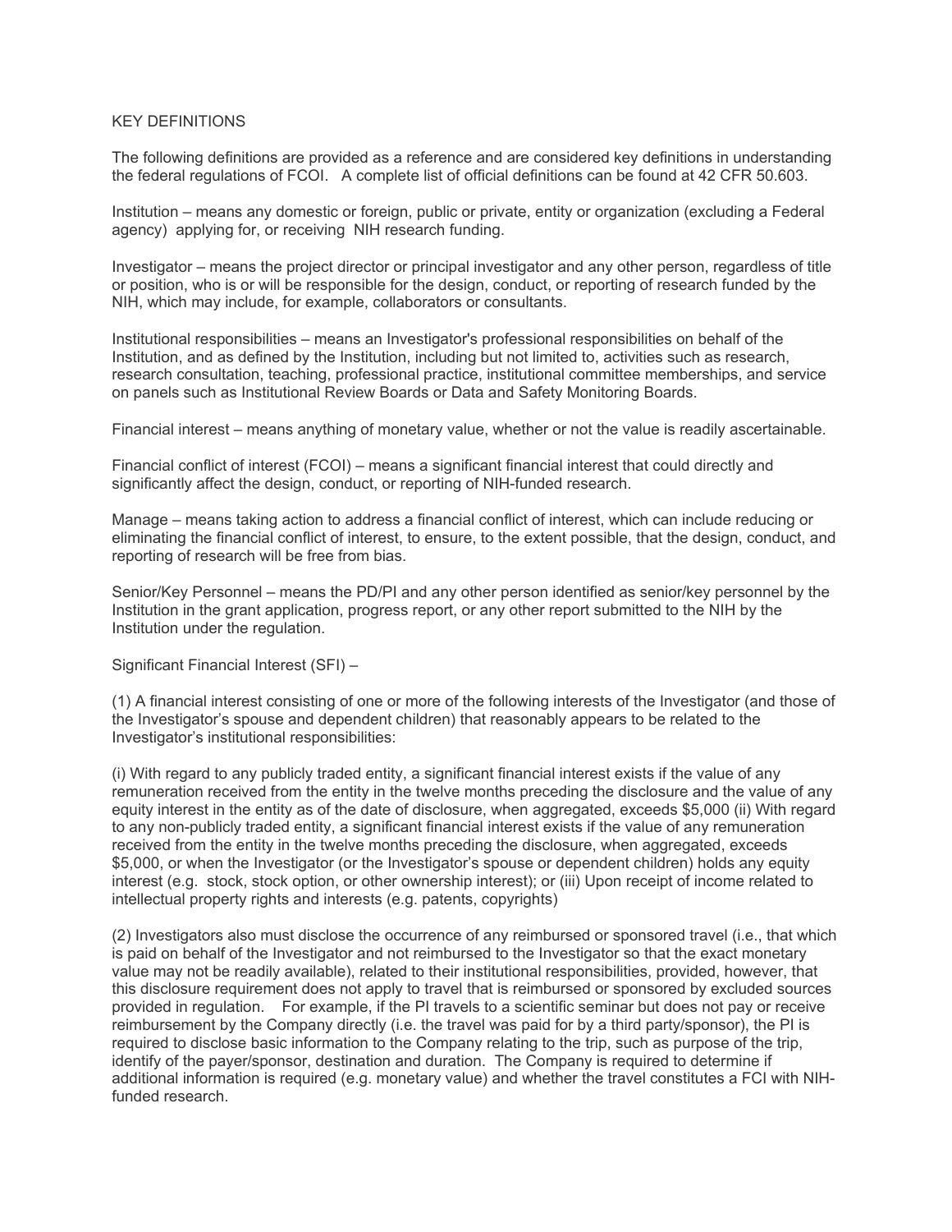## KEY DEFINITIONS

The following definitions are provided as a reference and are considered key definitions in understanding the federal regulations of FCOI. A complete list of official definitions can be found at 42 CFR 50.603.

Institution – means any domestic or foreign, public or private, entity or organization (excluding a Federal agency) applying for, or receiving NIH research funding.

Investigator – means the project director or principal investigator and any other person, regardless of title or position, who is or will be responsible for the design, conduct, or reporting of research funded by the NIH, which may include, for example, collaborators or consultants.

Institutional responsibilities – means an Investigator's professional responsibilities on behalf of the Institution, and as defined by the Institution, including but not limited to, activities such as research, research consultation, teaching, professional practice, institutional committee memberships, and service on panels such as Institutional Review Boards or Data and Safety Monitoring Boards.

Financial interest – means anything of monetary value, whether or not the value is readily ascertainable.

Financial conflict of interest (FCOI) – means a significant financial interest that could directly and significantly affect the design, conduct, or reporting of NIH-funded research.

Manage – means taking action to address a financial conflict of interest, which can include reducing or eliminating the financial conflict of interest, to ensure, to the extent possible, that the design, conduct, and reporting of research will be free from bias.

Senior/Key Personnel – means the PD/PI and any other person identified as senior/key personnel by the Institution in the grant application, progress report, or any other report submitted to the NIH by the Institution under the regulation.

Significant Financial Interest (SFI) –

(1) A financial interest consisting of one or more of the following interests of the Investigator (and those of the Investigator's spouse and dependent children) that reasonably appears to be related to the Investigator's institutional responsibilities:

(i) With regard to any publicly traded entity, a significant financial interest exists if the value of any remuneration received from the entity in the twelve months preceding the disclosure and the value of any equity interest in the entity as of the date of disclosure, when aggregated, exceeds $5,000 (ii) With regard to any non-publicly traded entity, a significant financial interest exists if the value of any remuneration received from the entity in the twelve months preceding the disclosure, when aggregated, exceeds $5,000, or when the Investigator (or the Investigator's spouse or dependent children) holds any equity interest (e.g. stock, stock option, or other ownership interest); or (iii) Upon receipt of income related to intellectual property rights and interests (e.g. patents, copyrights)

(2) Investigators also must disclose the occurrence of any reimbursed or sponsored travel (i.e., that which is paid on behalf of the Investigator and not reimbursed to the Investigator so that the exact monetary value may not be readily available), related to their institutional responsibilities, provided, however, that this disclosure requirement does not apply to travel that is reimbursed or sponsored by excluded sources provided in regulation. For example, if the PI travels to a scientific seminar but does not pay or receive reimbursement by the Company directly (i.e. the travel was paid for by a third party/sponsor), the PI is required to disclose basic information to the Company relating to the trip, such as purpose of the trip, identify of the payer/sponsor, destination and duration. The Company is required to determine if additional information is required (e.g. monetary value) and whether the travel constitutes a FCI with NIH-funded research.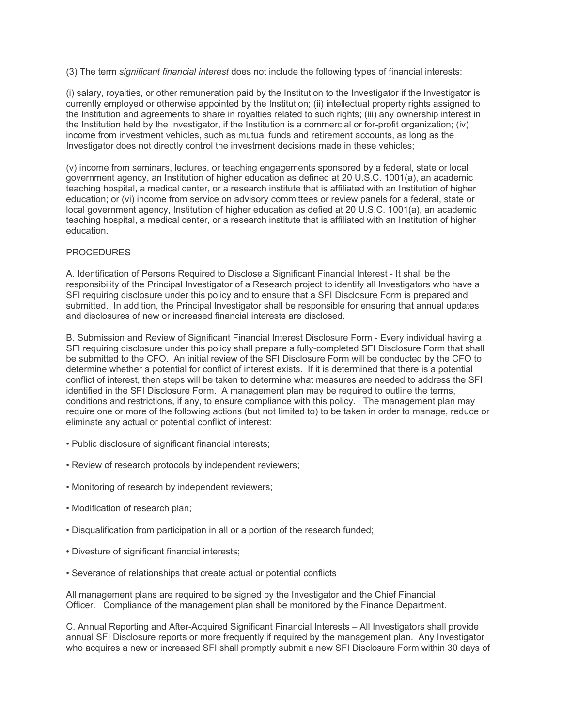(3) The term *significant financial interest* does not include the following types of financial interests:

(i) salary, royalties, or other remuneration paid by the Institution to the Investigator if the Investigator is currently employed or otherwise appointed by the Institution; (ii) intellectual property rights assigned to the Institution and agreements to share in royalties related to such rights; (iii) any ownership interest in the Institution held by the Investigator, if the Institution is a commercial or for-profit organization; (iv) income from investment vehicles, such as mutual funds and retirement accounts, as long as the Investigator does not directly control the investment decisions made in these vehicles;

(v) income from seminars, lectures, or teaching engagements sponsored by a federal, state or local government agency, an Institution of higher education as defined at 20 U.S.C. 1001(a), an academic teaching hospital, a medical center, or a research institute that is affiliated with an Institution of higher education; or (vi) income from service on advisory committees or review panels for a federal, state or local government agency, Institution of higher education as defied at 20 U.S.C. 1001(a), an academic teaching hospital, a medical center, or a research institute that is affiliated with an Institution of higher education.

PROCEDURES

A. Identification of Persons Required to Disclose a Significant Financial Interest - It shall be the responsibility of the Principal Investigator of a Research project to identify all Investigators who have a SFI requiring disclosure under this policy and to ensure that a SFI Disclosure Form is prepared and submitted. In addition, the Principal Investigator shall be responsible for ensuring that annual updates and disclosures of new or increased financial interests are disclosed.

B. Submission and Review of Significant Financial Interest Disclosure Form - Every individual having a SFI requiring disclosure under this policy shall prepare a fully-completed SFI Disclosure Form that shall be submitted to the CFO. An initial review of the SFI Disclosure Form will be conducted by the CFO to determine whether a potential for conflict of interest exists. If it is determined that there is a potential conflict of interest, then steps will be taken to determine what measures are needed to address the SFI identified in the SFI Disclosure Form. A management plan may be required to outline the terms, conditions and restrictions, if any, to ensure compliance with this policy. The management plan may require one or more of the following actions (but not limited to) to be taken in order to manage, reduce or eliminate any actual or potential conflict of interest:

- Public disclosure of significant financial interests;
- Review of research protocols by independent reviewers;
- Monitoring of research by independent reviewers;
- Modification of research plan;
- Disqualification from participation in all or a portion of the research funded;
- Divesture of significant financial interests;
- Severance of relationships that create actual or potential conflicts

All management plans are required to be signed by the Investigator and the Chief Financial Officer. Compliance of the management plan shall be monitored by the Finance Department.

C. Annual Reporting and After-Acquired Significant Financial Interests – All Investigators shall provide annual SFI Disclosure reports or more frequently if required by the management plan. Any Investigator who acquires a new or increased SFI shall promptly submit a new SFI Disclosure Form within 30 days of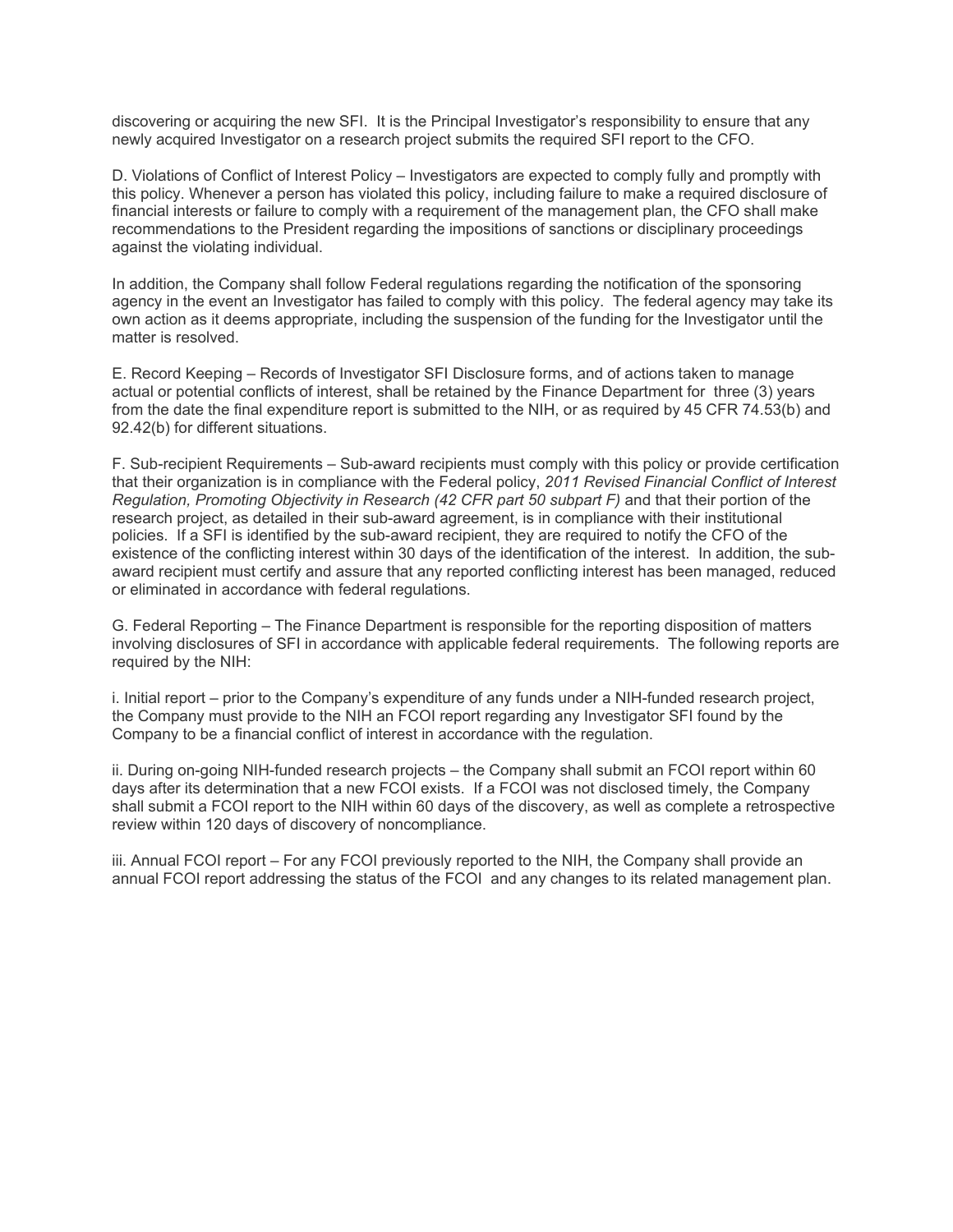discovering or acquiring the new SFI. It is the Principal Investigator's responsibility to ensure that any newly acquired Investigator on a research project submits the required SFI report to the CFO.

D. Violations of Conflict of Interest Policy – Investigators are expected to comply fully and promptly with this policy. Whenever a person has violated this policy, including failure to make a required disclosure of financial interests or failure to comply with a requirement of the management plan, the CFO shall make recommendations to the President regarding the impositions of sanctions or disciplinary proceedings against the violating individual.

In addition, the Company shall follow Federal regulations regarding the notification of the sponsoring agency in the event an Investigator has failed to comply with this policy. The federal agency may take its own action as it deems appropriate, including the suspension of the funding for the Investigator until the matter is resolved.

E. Record Keeping – Records of Investigator SFI Disclosure forms, and of actions taken to manage actual or potential conflicts of interest, shall be retained by the Finance Department for three (3) years from the date the final expenditure report is submitted to the NIH, or as required by 45 CFR 74.53(b) and 92.42(b) for different situations.

F. Sub-recipient Requirements – Sub-award recipients must comply with this policy or provide certification that their organization is in compliance with the Federal policy, *2011 Revised Financial Conflict of Interest Regulation, Promoting Objectivity in Research (42 CFR part 50 subpart F)* and that their portion of the research project, as detailed in their sub-award agreement, is in compliance with their institutional policies. If a SFI is identified by the sub-award recipient, they are required to notify the CFO of the existence of the conflicting interest within 30 days of the identification of the interest. In addition, the sub-award recipient must certify and assure that any reported conflicting interest has been managed, reduced or eliminated in accordance with federal regulations.

G. Federal Reporting – The Finance Department is responsible for the reporting disposition of matters involving disclosures of SFI in accordance with applicable federal requirements. The following reports are required by the NIH:

i. Initial report – prior to the Company's expenditure of any funds under a NIH-funded research project, the Company must provide to the NIH an FCOI report regarding any Investigator SFI found by the Company to be a financial conflict of interest in accordance with the regulation.

ii. During on-going NIH-funded research projects – the Company shall submit an FCOI report within 60 days after its determination that a new FCOI exists. If a FCOI was not disclosed timely, the Company shall submit a FCOI report to the NIH within 60 days of the discovery, as well as complete a retrospective review within 120 days of discovery of noncompliance.

iii. Annual FCOI report – For any FCOI previously reported to the NIH, the Company shall provide an annual FCOI report addressing the status of the FCOI and any changes to its related management plan.